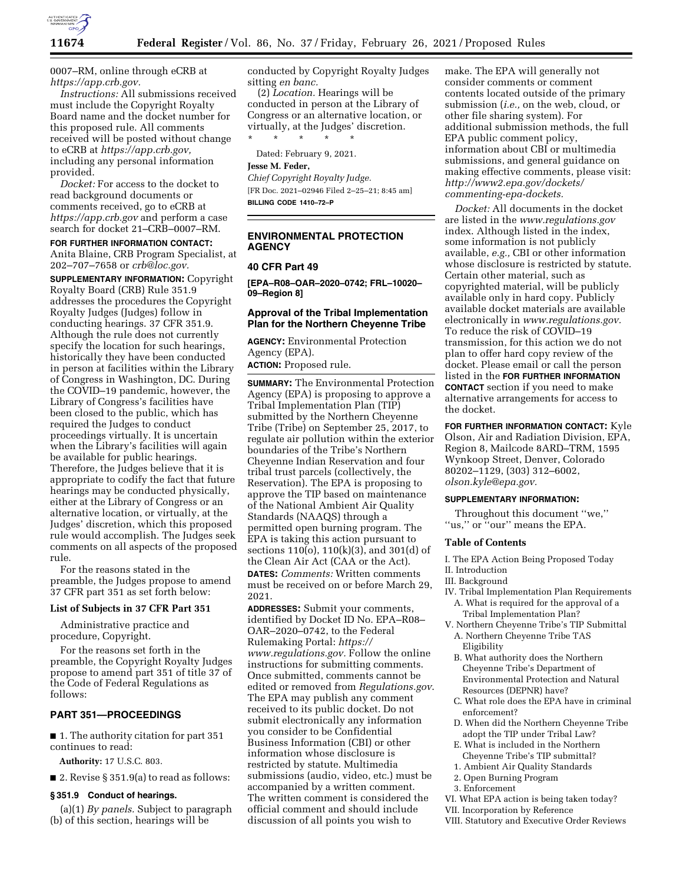0007–RM, online through eCRB at *https://app.crb.gov.*

*Instructions:* All submissions received must include the Copyright Royalty Board name and the docket number for this proposed rule. All comments received will be posted without change to eCRB at *https://app.crb.gov,* including any personal information provided.

*Docket:* For access to the docket to read background documents or comments received, go to eCRB at *https://app.crb.gov* and perform a case search for docket 21–CRB–0007–RM.

**FOR FURTHER INFORMATION CONTACT:** Anita Blaine, CRB Program Specialist, at 202–707–7658 or *crb@loc.gov.*

**SUPPLEMENTARY INFORMATION:** Copyright Royalty Board (CRB) Rule 351.9 addresses the procedures the Copyright Royalty Judges (Judges) follow in conducting hearings. 37 CFR 351.9. Although the rule does not currently specify the location for such hearings, historically they have been conducted in person at facilities within the Library of Congress in Washington, DC. During the COVID–19 pandemic, however, the Library of Congress's facilities have been closed to the public, which has required the Judges to conduct proceedings virtually. It is uncertain when the Library's facilities will again be available for public hearings. Therefore, the Judges believe that it is appropriate to codify the fact that future hearings may be conducted physically, either at the Library of Congress or an alternative location, or virtually, at the Judges' discretion, which this proposed rule would accomplish. The Judges seek comments on all aspects of the proposed rule.

For the reasons stated in the preamble, the Judges propose to amend 37 CFR part 351 as set forth below:

### List of Subjects in 37 CFR Part 351

Administrative practice and procedure, Copyright.

For the reasons set forth in the preamble, the Copyright Royalty Judges propose to amend part 351 of title 37 of the Code of Federal Regulations as follows:

## PART 351—PROCEEDINGS

■ 1. The authority citation for part 351 continues to read:

**Authority:** 17 U.S.C. 803.

■ 2. Revise § 351.9(a) to read as follows:

### § 351.9 Conduct of hearings.

(a)(1) *By panels.* Subject to paragraph (b) of this section, hearings will be conducted by Copyright Royalty Judges sitting *en banc.*

(2) *Location.* Hearings will be conducted in person at the Library of Congress or an alternative location, or virtually, at the Judges' discretion.

\* \* \* \* \*

Dated: February 9, 2021.

**Jesse M. Feder,**

*Chief Copyright Royalty Judge.*

[FR Doc. 2021–02946 Filed 2–25–21; 8:45 am]

**BILLING CODE 1410–72–P**

---

## ENVIRONMENTAL PROTECTION AGENCY

### 40 CFR Part 49

**[EPA–R08–OAR–2020–0742; FRL–10020–09–Region 8]**

## Approval of the Tribal Implementation Plan for the Northern Cheyenne Tribe

**AGENCY:** Environmental Protection Agency (EPA).

**ACTION:** Proposed rule.

**SUMMARY:** The Environmental Protection Agency (EPA) is proposing to approve a Tribal Implementation Plan (TIP) submitted by the Northern Cheyenne Tribe (Tribe) on September 25, 2017, to regulate air pollution within the exterior boundaries of the Tribe's Northern Cheyenne Indian Reservation and four tribal trust parcels (collectively, the Reservation). The EPA is proposing to approve the TIP based on maintenance of the National Ambient Air Quality Standards (NAAQS) through a permitted open burning program. The EPA is taking this action pursuant to sections 110(o), 110(k)(3), and 301(d) of the Clean Air Act (CAA or the Act).

**DATES:** *Comments:* Written comments must be received on or before March 29, 2021.

**ADDRESSES:** Submit your comments, identified by Docket ID No. EPA–R08–OAR–2020–0742, to the Federal Rulemaking Portal: *https://www.regulations.gov.* Follow the online instructions for submitting comments. Once submitted, comments cannot be edited or removed from *Regulations.gov*. The EPA may publish any comment received to its public docket. Do not submit electronically any information you consider to be Confidential Business Information (CBI) or other information whose disclosure is restricted by statute. Multimedia submissions (audio, video, etc.) must be accompanied by a written comment. The written comment is considered the official comment and should include discussion of all points you wish to make. The EPA will generally not consider comments or comment contents located outside of the primary submission (*i.e.,* on the web, cloud, or other file sharing system). For additional submission methods, the full EPA public comment policy, information about CBI or multimedia submissions, and general guidance on making effective comments, please visit: *http://www2.epa.gov/dockets/commenting-epa-dockets.*

*Docket:* All documents in the docket are listed in the *www.regulations.gov* index. Although listed in the index, some information is not publicly available, *e.g.,* CBI or other information whose disclosure is restricted by statute. Certain other material, such as copyrighted material, will be publicly available only in hard copy. Publicly available docket materials are available electronically in *www.regulations.gov.* To reduce the risk of COVID–19 transmission, for this action we do not plan to offer hard copy review of the docket. Please email or call the person listed in the **FOR FURTHER INFORMATION CONTACT** section if you need to make alternative arrangements for access to the docket.

**FOR FURTHER INFORMATION CONTACT:** Kyle Olson, Air and Radiation Division, EPA, Region 8, Mailcode 8ARD–TRM, 1595 Wynkoop Street, Denver, Colorado 80202–1129, (303) 312–6002, *olson.kyle@epa.gov.*

**SUPPLEMENTARY INFORMATION:**

Throughout this document "we," "us," or "our" means the EPA.

### Table of Contents

I. The EPA Action Being Proposed Today
II. Introduction
III. Background
IV. Tribal Implementation Plan Requirements
  A. What is required for the approval of a Tribal Implementation Plan?
V. Northern Cheyenne Tribe's TIP Submittal
  A. Northern Cheyenne Tribe TAS Eligibility
  B. What authority does the Northern Cheyenne Tribe's Department of Environmental Protection and Natural Resources (DEPNR) have?
  C. What role does the EPA have in criminal enforcement?
  D. When did the Northern Cheyenne Tribe adopt the TIP under Tribal Law?
  E. What is included in the Northern Cheyenne Tribe's TIP submittal?
  1. Ambient Air Quality Standards
  2. Open Burning Program
  3. Enforcement
VI. What EPA action is being taken today?
VII. Incorporation by Reference
VIII. Statutory and Executive Order Reviews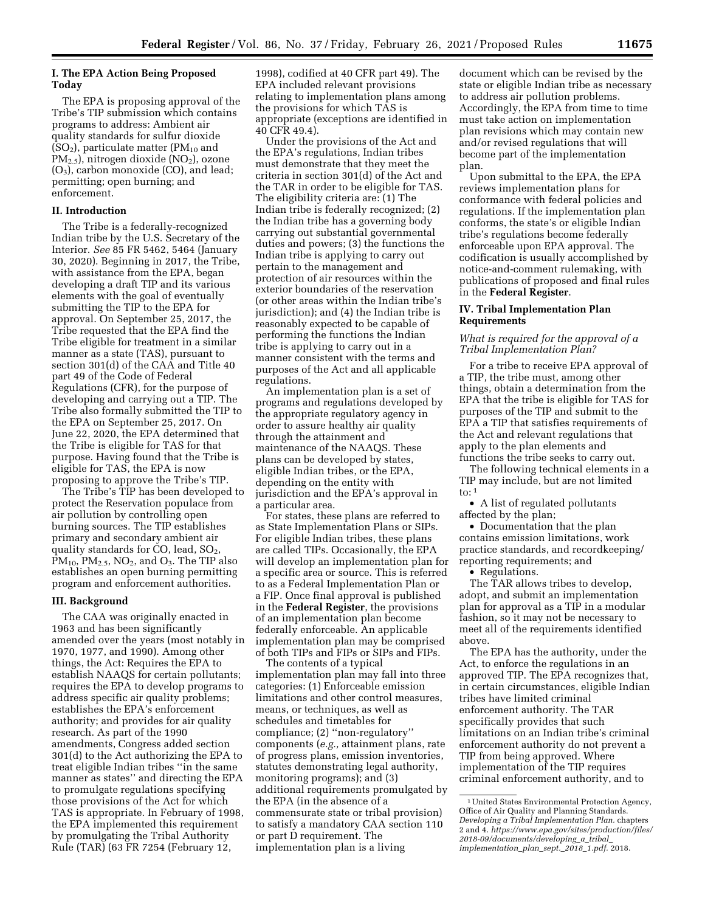## I. The EPA Action Being Proposed Today

The EPA is proposing approval of the Tribe's TIP submission which contains programs to address: Ambient air quality standards for sulfur dioxide ($SO_2$), particulate matter ($PM_{10}$ and $PM_{2.5}$), nitrogen dioxide ($NO_2$), ozone ($O_3$), carbon monoxide (CO), and lead; permitting; open burning; and enforcement.

## II. Introduction

The Tribe is a federally-recognized Indian tribe by the U.S. Secretary of the Interior. *See* 85 FR 5462, 5464 (January 30, 2020). Beginning in 2017, the Tribe, with assistance from the EPA, began developing a draft TIP and its various elements with the goal of eventually submitting the TIP to the EPA for approval. On September 25, 2017, the Tribe requested that the EPA find the Tribe eligible for treatment in a similar manner as a state (TAS), pursuant to section 301(d) of the CAA and Title 40 part 49 of the Code of Federal Regulations (CFR), for the purpose of developing and carrying out a TIP. The Tribe also formally submitted the TIP to the EPA on September 25, 2017. On June 22, 2020, the EPA determined that the Tribe is eligible for TAS for that purpose. Having found that the Tribe is eligible for TAS, the EPA is now proposing to approve the Tribe's TIP.

The Tribe's TIP has been developed to protect the Reservation populace from air pollution by controlling open burning sources. The TIP establishes primary and secondary ambient air quality standards for CO, lead, $SO_2$, $PM_{10}$, $PM_{2.5}$, $NO_2$, and $O_3$. The TIP also establishes an open burning permitting program and enforcement authorities.

## III. Background

The CAA was originally enacted in 1963 and has been significantly amended over the years (most notably in 1970, 1977, and 1990). Among other things, the Act: Requires the EPA to establish NAAQS for certain pollutants; requires the EPA to develop programs to address specific air quality problems; establishes the EPA's enforcement authority; and provides for air quality research. As part of the 1990 amendments, Congress added section 301(d) to the Act authorizing the EPA to treat eligible Indian tribes "in the same manner as states" and directing the EPA to promulgate regulations specifying those provisions of the Act for which TAS is appropriate. In February of 1998, the EPA implemented this requirement by promulgating the Tribal Authority Rule (TAR) (63 FR 7254 (February 12, 1998), codified at 40 CFR part 49). The EPA included relevant provisions relating to implementation plans among the provisions for which TAS is appropriate (exceptions are identified in 40 CFR 49.4).

Under the provisions of the Act and the EPA's regulations, Indian tribes must demonstrate that they meet the criteria in section 301(d) of the Act and the TAR in order to be eligible for TAS. The eligibility criteria are: (1) The Indian tribe is federally recognized; (2) the Indian tribe has a governing body carrying out substantial governmental duties and powers; (3) the functions the Indian tribe is applying to carry out pertain to the management and protection of air resources within the exterior boundaries of the reservation (or other areas within the Indian tribe's jurisdiction); and (4) the Indian tribe is reasonably expected to be capable of performing the functions the Indian tribe is applying to carry out in a manner consistent with the terms and purposes of the Act and all applicable regulations.

An implementation plan is a set of programs and regulations developed by the appropriate regulatory agency in order to assure healthy air quality through the attainment and maintenance of the NAAQS. These plans can be developed by states, eligible Indian tribes, or the EPA, depending on the entity with jurisdiction and the EPA's approval in a particular area.

For states, these plans are referred to as State Implementation Plans or SIPs. For eligible Indian tribes, these plans are called TIPs. Occasionally, the EPA will develop an implementation plan for a specific area or source. This is referred to as a Federal Implementation Plan or a FIP. Once final approval is published in the **Federal Register**, the provisions of an implementation plan become federally enforceable. An applicable implementation plan may be comprised of both TIPs and FIPs or SIPs and FIPs.

The contents of a typical implementation plan may fall into three categories: (1) Enforceable emission limitations and other control measures, means, or techniques, as well as schedules and timetables for compliance; (2) "non-regulatory" components (*e.g.,* attainment plans, rate of progress plans, emission inventories, statutes demonstrating legal authority, monitoring programs); and (3) additional requirements promulgated by the EPA (in the absence of a commensurate state or tribal provision) to satisfy a mandatory CAA section 110 or part D requirement. The implementation plan is a living document which can be revised by the state or eligible Indian tribe as necessary to address air pollution problems. Accordingly, the EPA from time to time must take action on implementation plan revisions which may contain new and/or revised regulations that will become part of the implementation plan.

Upon submittal to the EPA, the EPA reviews implementation plans for conformance with federal policies and regulations. If the implementation plan conforms, the state's or eligible Indian tribe's regulations become federally enforceable upon EPA approval. The codification is usually accomplished by notice-and-comment rulemaking, with publications of proposed and final rules in the **Federal Register**.

## IV. Tribal Implementation Plan Requirements

### *What is required for the approval of a Tribal Implementation Plan?*

For a tribe to receive EPA approval of a TIP, the tribe must, among other things, obtain a determination from the EPA that the tribe is eligible for TAS for purposes of the TIP and submit to the EPA a TIP that satisfies requirements of the Act and relevant regulations that apply to the plan elements and functions the tribe seeks to carry out.

The following technical elements in a TIP may include, but are not limited to: [1]

- A list of regulated pollutants affected by the plan;
- Documentation that the plan contains emission limitations, work practice standards, and recordkeeping/reporting requirements; and
- Regulations.

The TAR allows tribes to develop, adopt, and submit an implementation plan for approval as a TIP in a modular fashion, so it may not be necessary to meet all of the requirements identified above.

The EPA has the authority, under the Act, to enforce the regulations in an approved TIP. The EPA recognizes that, in certain circumstances, eligible Indian tribes have limited criminal enforcement authority. The TAR specifically provides that such limitations on an Indian tribe's criminal enforcement authority do not prevent a TIP from being approved. Where implementation of the TIP requires criminal enforcement authority, and to

---

[1] United States Environmental Protection Agency, Office of Air Quality and Planning Standards. *Developing a Tribal Implementation Plan.* chapters 2 and 4. *https://www.epa.gov/sites/production/files/2018-09/documents/developing_a_tribal_implementation_plan_sept._2018_1.pdf.* 2018.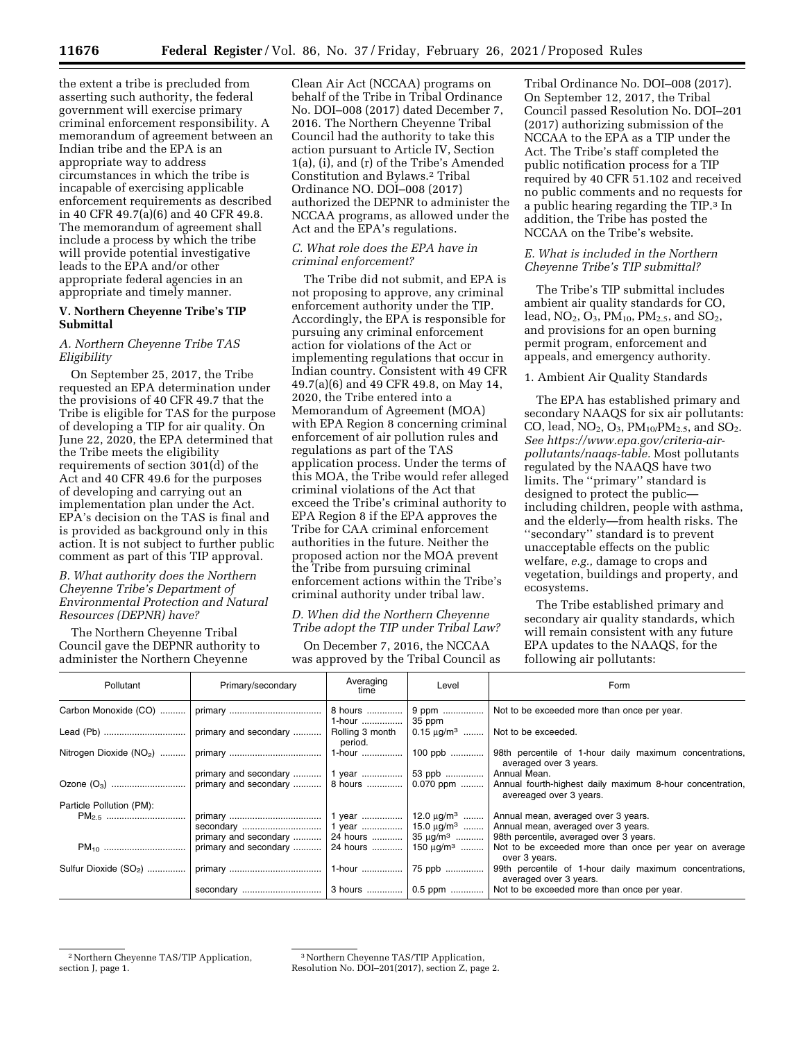the extent a tribe is precluded from asserting such authority, the federal government will exercise primary criminal enforcement responsibility. A memorandum of agreement between an Indian tribe and the EPA is an appropriate way to address circumstances in which the tribe is incapable of exercising applicable enforcement requirements as described in 40 CFR 49.7(a)(6) and 40 CFR 49.8. The memorandum of agreement shall include a process by which the tribe will provide potential investigative leads to the EPA and/or other appropriate federal agencies in an appropriate and timely manner.

## V. Northern Cheyenne Tribe's TIP Submittal

### A. Northern Cheyenne Tribe TAS Eligibility

On September 25, 2017, the Tribe requested an EPA determination under the provisions of 40 CFR 49.7 that the Tribe is eligible for TAS for the purpose of developing a TIP for air quality. On June 22, 2020, the EPA determined that the Tribe meets the eligibility requirements of section 301(d) of the Act and 40 CFR 49.6 for the purposes of developing and carrying out an implementation plan under the Act. EPA's decision on the TAS is final and is provided as background only in this action. It is not subject to further public comment as part of this TIP approval.

### B. What authority does the Northern Cheyenne Tribe's Department of Environmental Protection and Natural Resources (DEPNR) have?

The Northern Cheyenne Tribal Council gave the DEPNR authority to administer the Northern Cheyenne Clean Air Act (NCCAA) programs on behalf of the Tribe in Tribal Ordinance No. DOI–008 (2017) dated December 7, 2016. The Northern Cheyenne Tribal Council had the authority to take this action pursuant to Article IV, Section 1(a), (i), and (r) of the Tribe's Amended Constitution and Bylaws.[2] Tribal Ordinance NO. DOI–008 (2017) authorized the DEPNR to administer the NCCAA programs, as allowed under the Act and the EPA's regulations.

### C. What role does the EPA have in criminal enforcement?

The Tribe did not submit, and EPA is not proposing to approve, any criminal enforcement authority under the TIP. Accordingly, the EPA is responsible for pursuing any criminal enforcement action for violations of the Act or implementing regulations that occur in Indian country. Consistent with 49 CFR 49.7(a)(6) and 49 CFR 49.8, on May 14, 2020, the Tribe entered into a Memorandum of Agreement (MOA) with EPA Region 8 concerning criminal enforcement of air pollution rules and regulations as part of the TAS application process. Under the terms of this MOA, the Tribe would refer alleged criminal violations of the Act that exceed the Tribe's criminal authority to EPA Region 8 if the EPA approves the Tribe for CAA criminal enforcement authorities in the future. Neither the proposed action nor the MOA prevent the Tribe from pursuing criminal enforcement actions within the Tribe's criminal authority under tribal law.

### D. When did the Northern Cheyenne Tribe adopt the TIP under Tribal Law?

On December 7, 2016, the NCCAA was approved by the Tribal Council as Tribal Ordinance No. DOI–008 (2017). On September 12, 2017, the Tribal Council passed Resolution No. DOI–201 (2017) authorizing submission of the NCCAA to the EPA as a TIP under the Act. The Tribe's staff completed the public notification process for a TIP required by 40 CFR 51.102 and received no public comments and no requests for a public hearing regarding the TIP.[3] In addition, the Tribe has posted the NCCAA on the Tribe's website.

### E. What is included in the Northern Cheyenne Tribe's TIP submittal?

The Tribe's TIP submittal includes ambient air quality standards for CO, lead, $NO_2$, $O_3$, $PM_{10}$, $PM_{2.5}$, and $SO_2$, and provisions for an open burning permit program, enforcement and appeals, and emergency authority.

1. Ambient Air Quality Standards

The EPA has established primary and secondary NAAQS for six air pollutants: CO, lead, $NO_2$, $O_3$, $PM_{10}/PM_{2.5}$, and $SO_2$. *See https://www.epa.gov/criteria-air-pollutants/naaqs-table.* Most pollutants regulated by the NAAQS have two limits. The "primary" standard is designed to protect the public—including children, people with asthma, and the elderly—from health risks. The "secondary" standard is to prevent unacceptable effects on the public welfare, *e.g.,* damage to crops and vegetation, buildings and property, and ecosystems.

The Tribe established primary and secondary air quality standards, which will remain consistent with any future EPA updates to the NAAQS, for the following air pollutants:

| Pollutant | Primary/secondary | Averaging time | Level | Form |
|---|---|---|---|---|
| Carbon Monoxide (CO) | primary | 8 hours<br>1-hour | 9 ppm<br>35 ppm | Not to be exceeded more than once per year. |
| Lead (Pb) | primary and secondary | Rolling 3 month period. | 0.15 μg/m³ | Not to be exceeded. |
| Nitrogen Dioxide ($NO_2$) | primary | 1-hour | 100 ppb | 98th percentile of 1-hour daily maximum concentrations, averaged over 3 years. |
| | primary and secondary | 1 year | 53 ppb | Annual Mean. |
| Ozone ($O_3$) | primary and secondary | 8 hours | 0.070 ppm | Annual fourth-highest daily maximum 8-hour concentration, avereaged over 3 years. |
| Particle Pollution (PM): | | | | |
| $PM_{2.5}$ | primary | 1 year | 12.0 μg/m³ | Annual mean, averaged over 3 years. |
| | secondary | 1 year | 15.0 μg/m³ | Annual mean, averaged over 3 years. |
| | primary and secondary | 24 hours | 35 μg/m³ | 98th percentile, averaged over 3 years. |
| $PM_{10}$ | primary and secondary | 24 hours | 150 μg/m³ | Not to be exceeded more than once per year on average over 3 years. |
| Sulfur Dioxide ($SO_2$) | primary | 1-hour | 75 ppb | 99th percentile of 1-hour daily maximum concentrations, averaged over 3 years. |
| | secondary | 3 hours | 0.5 ppm | Not to be exceeded more than once per year. |

[2] Northern Cheyenne TAS/TIP Application, section J, page 1.

[3] Northern Cheyenne TAS/TIP Application, Resolution No. DOI–201(2017), section Z, page 2.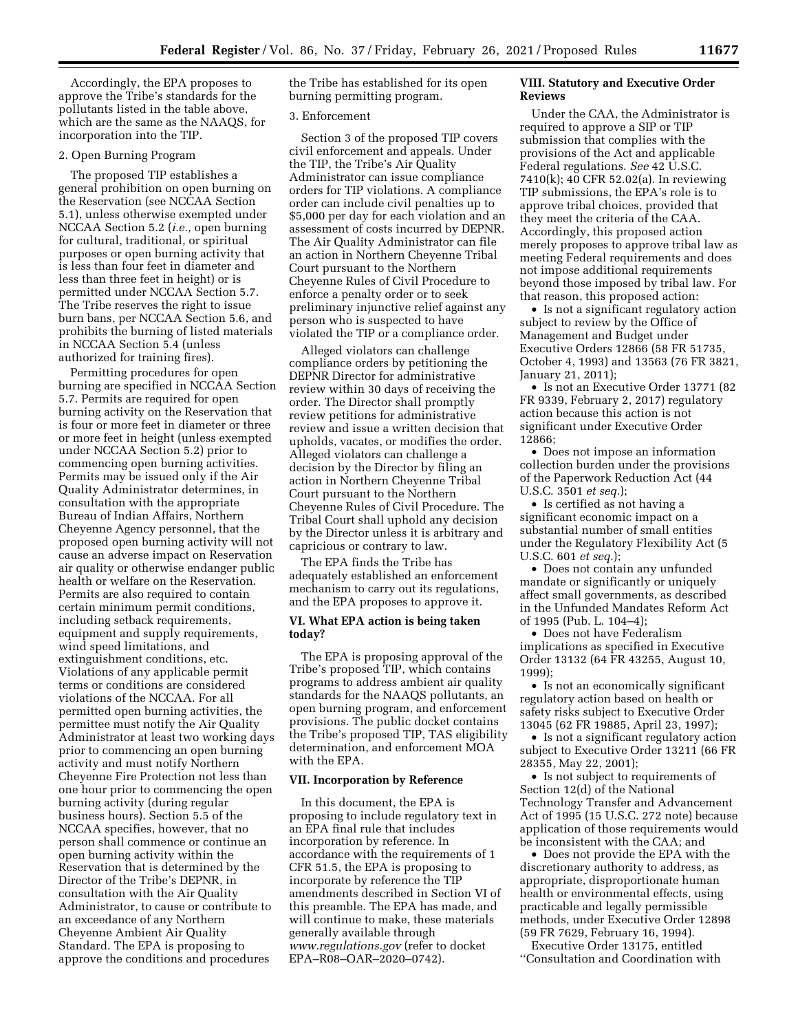Accordingly, the EPA proposes to approve the Tribe's standards for the pollutants listed in the table above, which are the same as the NAAQS, for incorporation into the TIP.

2. Open Burning Program

The proposed TIP establishes a general prohibition on open burning on the Reservation (see NCCAA Section 5.1), unless otherwise exempted under NCCAA Section 5.2 (*i.e.,* open burning for cultural, traditional, or spiritual purposes or open burning activity that is less than four feet in diameter and less than three feet in height) or is permitted under NCCAA Section 5.7. The Tribe reserves the right to issue burn bans, per NCCAA Section 5.6, and prohibits the burning of listed materials in NCCAA Section 5.4 (unless authorized for training fires).

Permitting procedures for open burning are specified in NCCAA Section 5.7. Permits are required for open burning activity on the Reservation that is four or more feet in diameter or three or more feet in height (unless exempted under NCCAA Section 5.2) prior to commencing open burning activities. Permits may be issued only if the Air Quality Administrator determines, in consultation with the appropriate Bureau of Indian Affairs, Northern Cheyenne Agency personnel, that the proposed open burning activity will not cause an adverse impact on Reservation air quality or otherwise endanger public health or welfare on the Reservation. Permits are also required to contain certain minimum permit conditions, including setback requirements, equipment and supply requirements, wind speed limitations, and extinguishment conditions, etc. Violations of any applicable permit terms or conditions are considered violations of the NCCAA. For all permitted open burning activities, the permittee must notify the Air Quality Administrator at least two working days prior to commencing an open burning activity and must notify Northern Cheyenne Fire Protection not less than one hour prior to commencing the open burning activity (during regular business hours). Section 5.5 of the NCCAA specifies, however, that no person shall commence or continue an open burning activity within the Reservation that is determined by the Director of the Tribe's DEPNR, in consultation with the Air Quality Administrator, to cause or contribute to an exceedance of any Northern Cheyenne Ambient Air Quality Standard. The EPA is proposing to approve the conditions and procedures the Tribe has established for its open burning permitting program.

3. Enforcement

Section 3 of the proposed TIP covers civil enforcement and appeals. Under the TIP, the Tribe's Air Quality Administrator can issue compliance orders for TIP violations. A compliance order can include civil penalties up to $5,000 per day for each violation and an assessment of costs incurred by DEPNR. The Air Quality Administrator can file an action in Northern Cheyenne Tribal Court pursuant to the Northern Cheyenne Rules of Civil Procedure to enforce a penalty order or to seek preliminary injunctive relief against any person who is suspected to have violated the TIP or a compliance order.

Alleged violators can challenge compliance orders by petitioning the DEPNR Director for administrative review within 30 days of receiving the order. The Director shall promptly review petitions for administrative review and issue a written decision that upholds, vacates, or modifies the order. Alleged violators can challenge a decision by the Director by filing an action in Northern Cheyenne Tribal Court pursuant to the Northern Cheyenne Rules of Civil Procedure. The Tribal Court shall uphold any decision by the Director unless it is arbitrary and capricious or contrary to law.

The EPA finds the Tribe has adequately established an enforcement mechanism to carry out its regulations, and the EPA proposes to approve it.

## VI. What EPA action is being taken today?

The EPA is proposing approval of the Tribe's proposed TIP, which contains programs to address ambient air quality standards for the NAAQS pollutants, an open burning program, and enforcement provisions. The public docket contains the Tribe's proposed TIP, TAS eligibility determination, and enforcement MOA with the EPA.

## VII. Incorporation by Reference

In this document, the EPA is proposing to include regulatory text in an EPA final rule that includes incorporation by reference. In accordance with the requirements of 1 CFR 51.5, the EPA is proposing to incorporate by reference the TIP amendments described in Section VI of this preamble. The EPA has made, and will continue to make, these materials generally available through *www.regulations.gov* (refer to docket EPA–R08–OAR–2020–0742).

## VIII. Statutory and Executive Order Reviews

Under the CAA, the Administrator is required to approve a SIP or TIP submission that complies with the provisions of the Act and applicable Federal regulations. *See* 42 U.S.C. 7410(k); 40 CFR 52.02(a). In reviewing TIP submissions, the EPA's role is to approve tribal choices, provided that they meet the criteria of the CAA. Accordingly, this proposed action merely proposes to approve tribal law as meeting Federal requirements and does not impose additional requirements beyond those imposed by tribal law. For that reason, this proposed action:

- Is not a significant regulatory action subject to review by the Office of Management and Budget under Executive Orders 12866 (58 FR 51735, October 4, 1993) and 13563 (76 FR 3821, January 21, 2011);
- Is not an Executive Order 13771 (82 FR 9339, February 2, 2017) regulatory action because this action is not significant under Executive Order 12866;
- Does not impose an information collection burden under the provisions of the Paperwork Reduction Act (44 U.S.C. 3501 *et seq.*);
- Is certified as not having a significant economic impact on a substantial number of small entities under the Regulatory Flexibility Act (5 U.S.C. 601 *et seq.*);
- Does not contain any unfunded mandate or significantly or uniquely affect small governments, as described in the Unfunded Mandates Reform Act of 1995 (Pub. L. 104–4);
- Does not have Federalism implications as specified in Executive Order 13132 (64 FR 43255, August 10, 1999);
- Is not an economically significant regulatory action based on health or safety risks subject to Executive Order 13045 (62 FR 19885, April 23, 1997);
- Is not a significant regulatory action subject to Executive Order 13211 (66 FR 28355, May 22, 2001);
- Is not subject to requirements of Section 12(d) of the National Technology Transfer and Advancement Act of 1995 (15 U.S.C. 272 note) because application of those requirements would be inconsistent with the CAA; and
- Does not provide the EPA with the discretionary authority to address, as appropriate, disproportionate human health or environmental effects, using practicable and legally permissible methods, under Executive Order 12898 (59 FR 7629, February 16, 1994).

Executive Order 13175, entitled "Consultation and Coordination with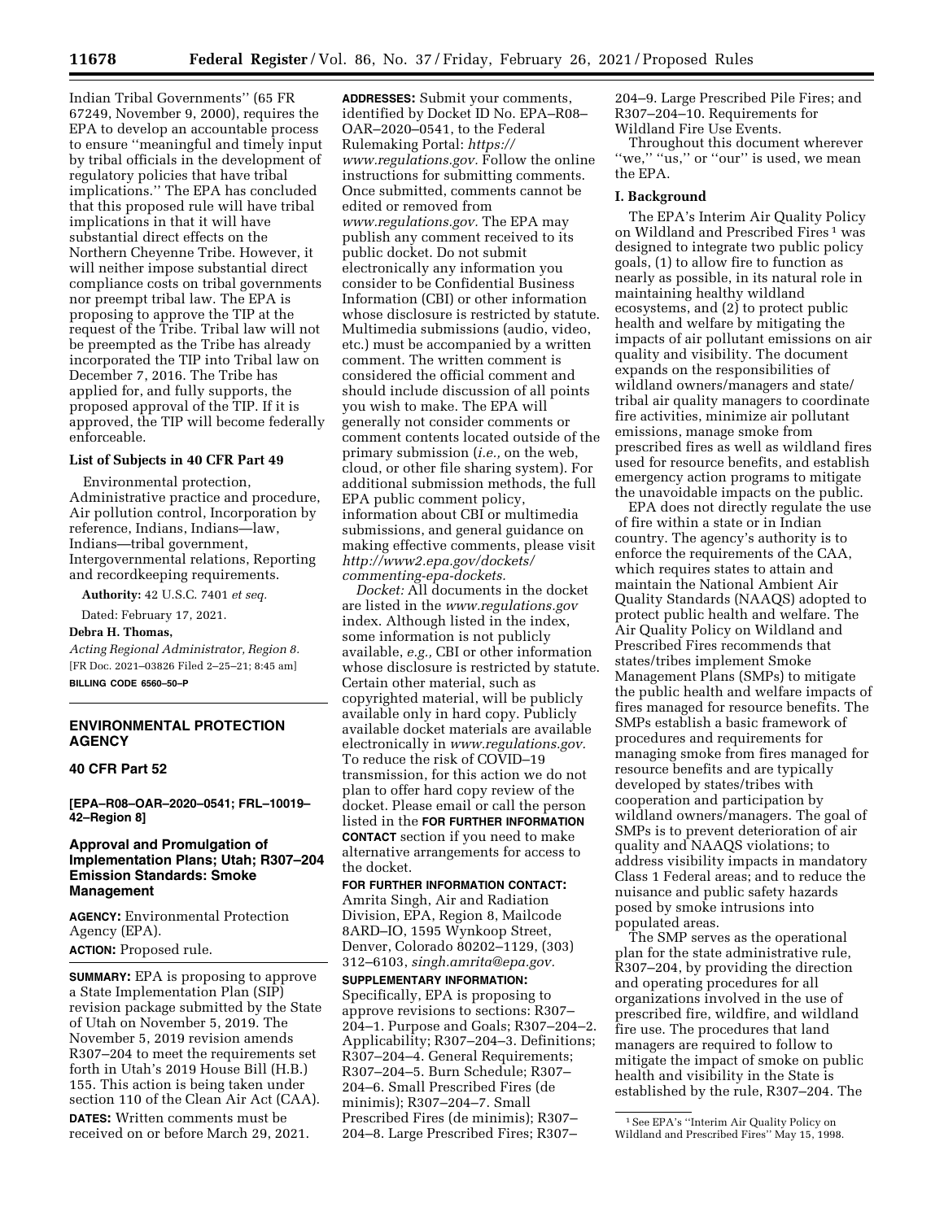Indian Tribal Governments'' (65 FR 67249, November 9, 2000), requires the EPA to develop an accountable process to ensure ''meaningful and timely input by tribal officials in the development of regulatory policies that have tribal implications.'' The EPA has concluded that this proposed rule will have tribal implications in that it will have substantial direct effects on the Northern Cheyenne Tribe. However, it will neither impose substantial direct compliance costs on tribal governments nor preempt tribal law. The EPA is proposing to approve the TIP at the request of the Tribe. Tribal law will not be preempted as the Tribe has already incorporated the TIP into Tribal law on December 7, 2016. The Tribe has applied for, and fully supports, the proposed approval of the TIP. If it is approved, the TIP will become federally enforceable.

### List of Subjects in 40 CFR Part 49

Environmental protection, Administrative practice and procedure, Air pollution control, Incorporation by reference, Indians, Indians—law, Indians—tribal government, Intergovernmental relations, Reporting and recordkeeping requirements.

**Authority:** 42 U.S.C. 7401 *et seq.*

Dated: February 17, 2021.

**Debra H. Thomas,**

*Acting Regional Administrator, Region 8.*

[FR Doc. 2021–03826 Filed 2–25–21; 8:45 am]

**BILLING CODE 6560–50–P**

## ENVIRONMENTAL PROTECTION AGENCY

### 40 CFR Part 52

**[EPA–R08–OAR–2020–0541; FRL–10019–42–Region 8]**

## Approval and Promulgation of Implementation Plans; Utah; R307–204 Emission Standards: Smoke Management

**AGENCY:** Environmental Protection Agency (EPA).

**ACTION:** Proposed rule.

**SUMMARY:** EPA is proposing to approve a State Implementation Plan (SIP) revision package submitted by the State of Utah on November 5, 2019. The November 5, 2019 revision amends R307–204 to meet the requirements set forth in Utah's 2019 House Bill (H.B.) 155. This action is being taken under section 110 of the Clean Air Act (CAA).

**DATES:** Written comments must be received on or before March 29, 2021.

**ADDRESSES:** Submit your comments, identified by Docket ID No. EPA–R08–OAR–2020–0541, to the Federal Rulemaking Portal: *https://www.regulations.gov.* Follow the online instructions for submitting comments. Once submitted, comments cannot be edited or removed from *www.regulations.gov.* The EPA may publish any comment received to its public docket. Do not submit electronically any information you consider to be Confidential Business Information (CBI) or other information whose disclosure is restricted by statute. Multimedia submissions (audio, video, etc.) must be accompanied by a written comment. The written comment is considered the official comment and should include discussion of all points you wish to make. The EPA will generally not consider comments or comment contents located outside of the primary submission (*i.e.,* on the web, cloud, or other file sharing system). For additional submission methods, the full EPA public comment policy, information about CBI or multimedia submissions, and general guidance on making effective comments, please visit *http://www2.epa.gov/dockets/commenting-epa-dockets.*

*Docket:* All documents in the docket are listed in the *www.regulations.gov* index. Although listed in the index, some information is not publicly available, *e.g.,* CBI or other information whose disclosure is restricted by statute. Certain other material, such as copyrighted material, will be publicly available only in hard copy. Publicly available docket materials are available electronically in *www.regulations.gov.* To reduce the risk of COVID–19 transmission, for this action we do not plan to offer hard copy review of the docket. Please email or call the person listed in the **FOR FURTHER INFORMATION CONTACT** section if you need to make alternative arrangements for access to the docket.

**FOR FURTHER INFORMATION CONTACT:** Amrita Singh, Air and Radiation Division, EPA, Region 8, Mailcode 8ARD–IO, 1595 Wynkoop Street, Denver, Colorado 80202–1129, (303) 312–6103, *singh.amrita@epa.gov.*

**SUPPLEMENTARY INFORMATION:** Specifically, EPA is proposing to approve revisions to sections: R307–204–1. Purpose and Goals; R307–204–2. Applicability; R307–204–3. Definitions; R307–204–4. General Requirements; R307–204–5. Burn Schedule; R307–204–6. Small Prescribed Fires (de minimis); R307–204–7. Small Prescribed Fires (de minimis); R307–204–8. Large Prescribed Fires; R307–204–9. Large Prescribed Pile Fires; and R307–204–10. Requirements for Wildland Fire Use Events.

Throughout this document wherever ''we,'' ''us,'' or ''our'' is used, we mean the EPA.

### I. Background

The EPA's Interim Air Quality Policy on Wildland and Prescribed Fires [1] was designed to integrate two public policy goals, (1) to allow fire to function as nearly as possible, in its natural role in maintaining healthy wildland ecosystems, and (2) to protect public health and welfare by mitigating the impacts of air pollutant emissions on air quality and visibility. The document expands on the responsibilities of wildland owners/managers and state/tribal air quality managers to coordinate fire activities, minimize air pollutant emissions, manage smoke from prescribed fires as well as wildland fires used for resource benefits, and establish emergency action programs to mitigate the unavoidable impacts on the public.

EPA does not directly regulate the use of fire within a state or in Indian country. The agency's authority is to enforce the requirements of the CAA, which requires states to attain and maintain the National Ambient Air Quality Standards (NAAQS) adopted to protect public health and welfare. The Air Quality Policy on Wildland and Prescribed Fires recommends that states/tribes implement Smoke Management Plans (SMPs) to mitigate the public health and welfare impacts of fires managed for resource benefits. The SMPs establish a basic framework of procedures and requirements for managing smoke from fires managed for resource benefits and are typically developed by states/tribes with cooperation and participation by wildland owners/managers. The goal of SMPs is to prevent deterioration of air quality and NAAQS violations; to address visibility impacts in mandatory Class 1 Federal areas; and to reduce the nuisance and public safety hazards posed by smoke intrusions into populated areas.

The SMP serves as the operational plan for the state administrative rule, R307–204, by providing the direction and operating procedures for all organizations involved in the use of prescribed fire, wildfire, and wildland fire use. The procedures that land managers are required to follow to mitigate the impact of smoke on public health and visibility in the State is established by the rule, R307–204. The

[1] See EPA's ''Interim Air Quality Policy on Wildland and Prescribed Fires'' May 15, 1998.